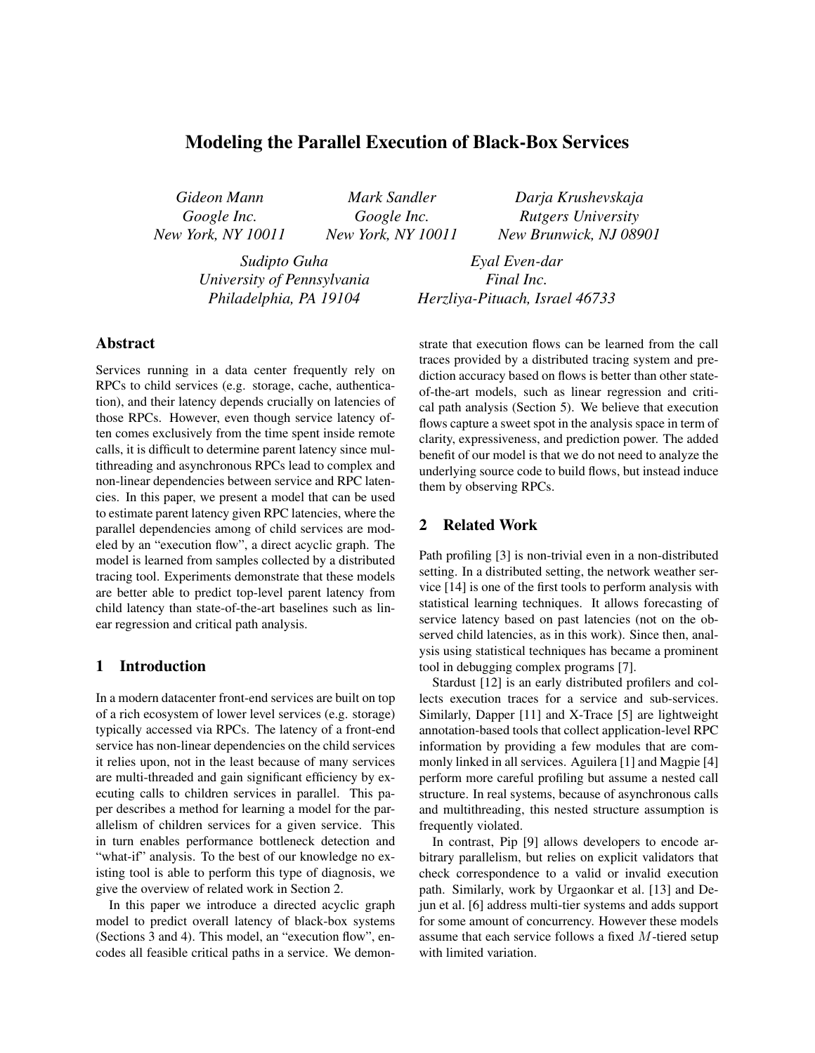# Modeling the Parallel Execution of Black-Box Services

*Gideon Mann*
*Google Inc.*
*New York, NY 10011*

*Mark Sandler*
*Google Inc.*
*New York, NY 10011*

*Darja Krushevskaja*
*Rutgers University*
*New Brunwick, NJ 08901*

*Sudipto Guha*
*University of Pennsylvania*
*Philadelphia, PA 19104*

*Eyal Even-dar*
*Final Inc.*
*Herzliya-Pituach, Israel 46733*

## Abstract

Services running in a data center frequently rely on RPCs to child services (e.g. storage, cache, authentication), and their latency depends crucially on latencies of those RPCs. However, even though service latency often comes exclusively from the time spent inside remote calls, it is difficult to determine parent latency since multithreading and asynchronous RPCs lead to complex and non-linear dependencies between service and RPC latencies. In this paper, we present a model that can be used to estimate parent latency given RPC latencies, where the parallel dependencies among of child services are modeled by an "execution flow", a direct acyclic graph. The model is learned from samples collected by a distributed tracing tool. Experiments demonstrate that these models are better able to predict top-level parent latency from child latency than state-of-the-art baselines such as linear regression and critical path analysis.

## 1 Introduction

In a modern datacenter front-end services are built on top of a rich ecosystem of lower level services (e.g. storage) typically accessed via RPCs. The latency of a front-end service has non-linear dependencies on the child services it relies upon, not in the least because of many services are multi-threaded and gain significant efficiency by executing calls to children services in parallel. This paper describes a method for learning a model for the parallelism of children services for a given service. This in turn enables performance bottleneck detection and "what-if" analysis. To the best of our knowledge no existing tool is able to perform this type of diagnosis, we give the overview of related work in Section 2.

In this paper we introduce a directed acyclic graph model to predict overall latency of black-box systems (Sections 3 and 4). This model, an "execution flow", encodes all feasible critical paths in a service. We demonstrate that execution flows can be learned from the call traces provided by a distributed tracing system and prediction accuracy based on flows is better than other state-of-the-art models, such as linear regression and critical path analysis (Section 5). We believe that execution flows capture a sweet spot in the analysis space in term of clarity, expressiveness, and prediction power. The added benefit of our model is that we do not need to analyze the underlying source code to build flows, but instead induce them by observing RPCs.

## 2 Related Work

Path profiling [3] is non-trivial even in a non-distributed setting. In a distributed setting, the network weather service [14] is one of the first tools to perform analysis with statistical learning techniques. It allows forecasting of service latency based on past latencies (not on the observed child latencies, as in this work). Since then, analysis using statistical techniques has became a prominent tool in debugging complex programs [7].

Stardust [12] is an early distributed profilers and collects execution traces for a service and sub-services. Similarly, Dapper [11] and X-Trace [5] are lightweight annotation-based tools that collect application-level RPC information by providing a few modules that are commonly linked in all services. Aguilera [1] and Magpie [4] perform more careful profiling but assume a nested call structure. In real systems, because of asynchronous calls and multithreading, this nested structure assumption is frequently violated.

In contrast, Pip [9] allows developers to encode arbitrary parallelism, but relies on explicit validators that check correspondence to a valid or invalid execution path. Similarly, work by Urgaonkar et al. [13] and Dejun et al. [6] address multi-tier systems and adds support for some amount of concurrency. However these models assume that each service follows a fixed $M$-tiered setup with limited variation.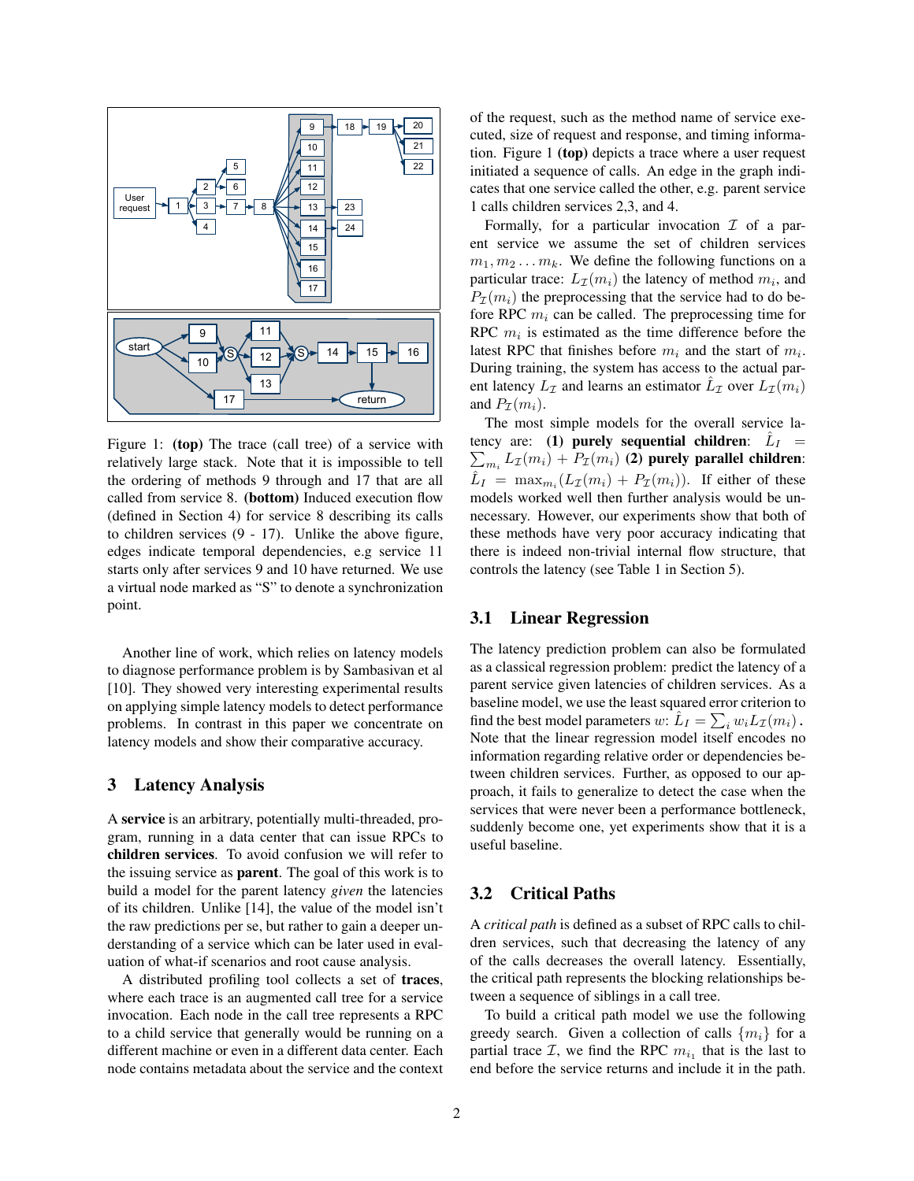Figure 1: **(top)** The trace (call tree) of a service with relatively large stack. Note that it is impossible to tell the ordering of methods 9 through and 17 that are all called from service 8. **(bottom)** Induced execution flow (defined in Section 4) for service 8 describing its calls to children services (9 - 17). Unlike the above figure, edges indicate temporal dependencies, e.g service 11 starts only after services 9 and 10 have returned. We use a virtual node marked as "S" to denote a synchronization point.

Another line of work, which relies on latency models to diagnose performance problem is by Sambasivan et al [10]. They showed very interesting experimental results on applying simple latency models to detect performance problems. In contrast in this paper we concentrate on latency models and show their comparative accuracy.

## 3 Latency Analysis

A **service** is an arbitrary, potentially multi-threaded, program, running in a data center that can issue RPCs to **children services**. To avoid confusion we will refer to the issuing service as **parent**. The goal of this work is to build a model for the parent latency *given* the latencies of its children. Unlike [14], the value of the model isn't the raw predictions per se, but rather to gain a deeper understanding of a service which can be later used in evaluation of what-if scenarios and root cause analysis.

A distributed profiling tool collects a set of **traces**, where each trace is an augmented call tree for a service invocation. Each node in the call tree represents a RPC to a child service that generally would be running on a different machine or even in a different data center. Each node contains metadata about the service and the context of the request, such as the method name of service executed, size of request and response, and timing information. Figure 1 **(top)** depicts a trace where a user request initiated a sequence of calls. An edge in the graph indicates that one service called the other, e.g. parent service 1 calls children services 2,3, and 4.

Formally, for a particular invocation $\mathcal{I}$ of a parent service we assume the set of children services $m_1, m_2 \ldots m_k$. We define the following functions on a particular trace: $L_{\mathcal{I}}(m_i)$ the latency of method $m_i$, and $P_{\mathcal{I}}(m_i)$ the preprocessing that the service had to do before RPC $m_i$ can be called. The preprocessing time for RPC $m_i$ is estimated as the time difference before the latest RPC that finishes before $m_i$ and the start of $m_i$. During training, the system has access to the actual parent latency $L_{\mathcal{I}}$ and learns an estimator $\hat{L}_{\mathcal{I}}$ over $L_{\mathcal{I}}(m_i)$ and $P_{\mathcal{I}}(m_i)$.

The most simple models for the overall service latency are: **(1) purely sequential children**: $\hat{L}_I = \sum_{m_i} L_{\mathcal{I}}(m_i) + P_{\mathcal{I}}(m_i)$ **(2) purely parallel children**: $\hat{L}_I = \max_{m_i}(L_{\mathcal{I}}(m_i) + P_{\mathcal{I}}(m_i))$. If either of these models worked well then further analysis would be unnecessary. However, our experiments show that both of these methods have very poor accuracy indicating that there is indeed non-trivial internal flow structure, that controls the latency (see Table 1 in Section 5).

### 3.1 Linear Regression

The latency prediction problem can also be formulated as a classical regression problem: predict the latency of a parent service given latencies of children services. As a baseline model, we use the least squared error criterion to find the best model parameters $w$: $\hat{L}_I = \sum_i w_i L_{\mathcal{I}}(m_i)$. Note that the linear regression model itself encodes no information regarding relative order or dependencies between children services. Further, as opposed to our approach, it fails to generalize to detect the case when the services that were never been a performance bottleneck, suddenly become one, yet experiments show that it is a useful baseline.

### 3.2 Critical Paths

A *critical path* is defined as a subset of RPC calls to children services, such that decreasing the latency of any of the calls decreases the overall latency. Essentially, the critical path represents the blocking relationships between a sequence of siblings in a call tree.

To build a critical path model we use the following greedy search. Given a collection of calls $\{m_i\}$ for a partial trace $\mathcal{I}$, we find the RPC $m_{i_1}$ that is the last to end before the service returns and include it in the path.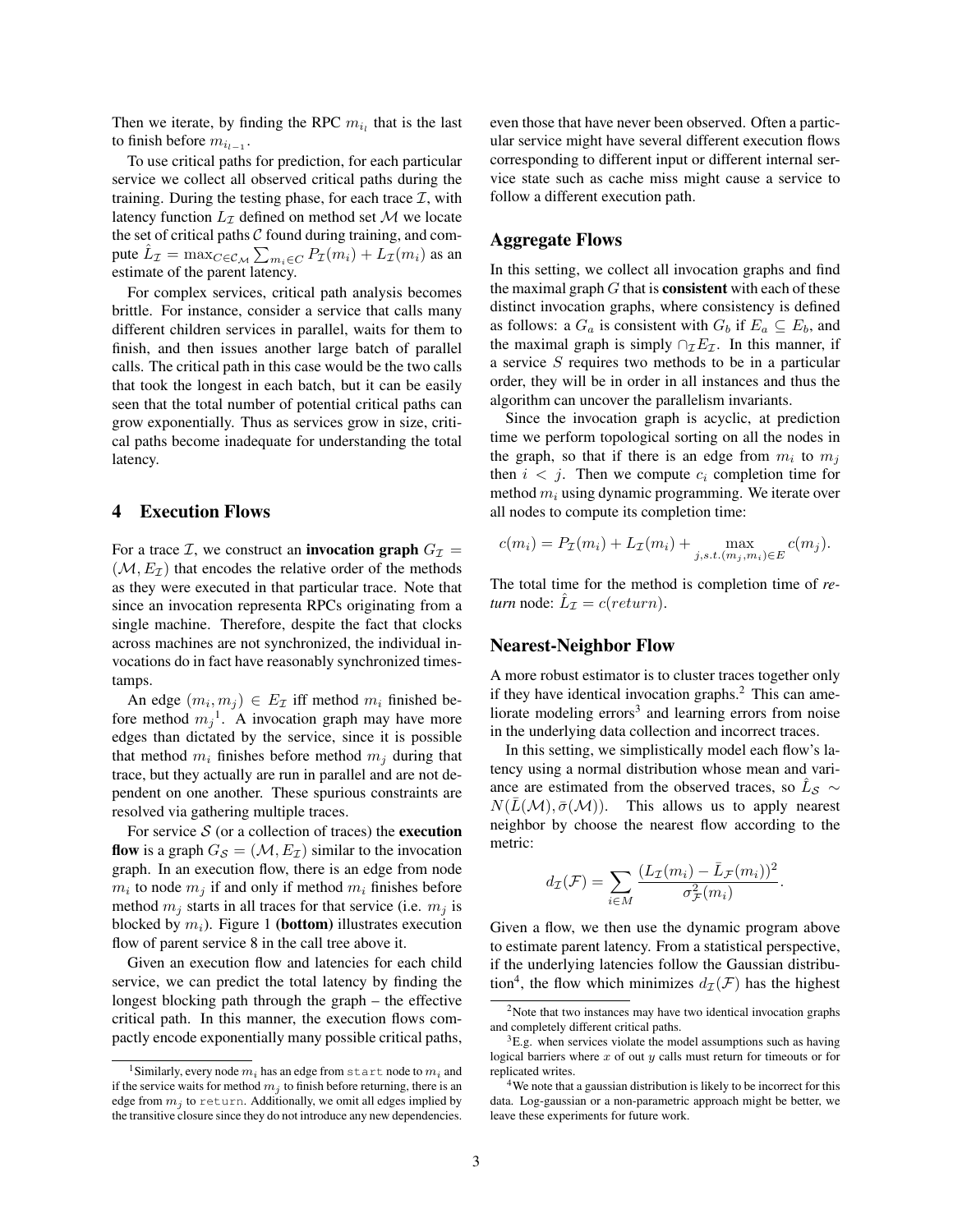Then we iterate, by finding the RPC $m_{i_l}$ that is the last to finish before $m_{i_{l-1}}$.

To use critical paths for prediction, for each particular service we collect all observed critical paths during the training. During the testing phase, for each trace $\mathcal{I}$, with latency function $L_{\mathcal{I}}$ defined on method set $\mathcal{M}$ we locate the set of critical paths $\mathcal{C}$ found during training, and compute $\hat{L}_{\mathcal{I}} = \max_{C \in \mathcal{C}_{\mathcal{M}}} \sum_{m_i \in C} P_{\mathcal{I}}(m_i) + L_{\mathcal{I}}(m_i)$ as an estimate of the parent latency.

For complex services, critical path analysis becomes brittle. For instance, consider a service that calls many different children services in parallel, waits for them to finish, and then issues another large batch of parallel calls. The critical path in this case would be the two calls that took the longest in each batch, but it can be easily seen that the total number of potential critical paths can grow exponentially. Thus as services grow in size, critical paths become inadequate for understanding the total latency.

## 4 Execution Flows

For a trace $\mathcal{I}$, we construct an **invocation graph** $G_{\mathcal{I}} = (\mathcal{M}, E_{\mathcal{I}})$ that encodes the relative order of the methods as they were executed in that particular trace. Note that since an invocation representa RPCs originating from a single machine. Therefore, despite the fact that clocks across machines are not synchronized, the individual invocations do in fact have reasonably synchronized timestamps.

An edge $(m_i, m_j) \in E_{\mathcal{I}}$ iff method $m_i$ finished before method $m_j$[1]. A invocation graph may have more edges than dictated by the service, since it is possible that method $m_i$ finishes before method $m_j$ during that trace, but they actually are run in parallel and are not dependent on one another. These spurious constraints are resolved via gathering multiple traces.

For service $\mathcal{S}$ (or a collection of traces) the **execution flow** is a graph $G_{\mathcal{S}} = (\mathcal{M}, E_{\mathcal{I}})$ similar to the invocation graph. In an execution flow, there is an edge from node $m_i$ to node $m_j$ if and only if method $m_i$ finishes before method $m_j$ starts in all traces for that service (i.e. $m_j$ is blocked by $m_i$). Figure 1 (**bottom**) illustrates execution flow of parent service 8 in the call tree above it.

Given an execution flow and latencies for each child service, we can predict the total latency by finding the longest blocking path through the graph – the effective critical path. In this manner, the execution flows compactly encode exponentially many possible critical paths, even those that have never been observed. Often a particular service might have several different execution flows corresponding to different input or different internal service state such as cache miss might cause a service to follow a different execution path.

### Aggregate Flows

In this setting, we collect all invocation graphs and find the maximal graph $G$ that is **consistent** with each of these distinct invocation graphs, where consistency is defined as follows: a $G_a$ is consistent with $G_b$ if $E_a \subseteq E_b$, and the maximal graph is simply $\cap_{\mathcal{I}} E_{\mathcal{I}}$. In this manner, if a service $S$ requires two methods to be in a particular order, they will be in order in all instances and thus the algorithm can uncover the parallelism invariants.

Since the invocation graph is acyclic, at prediction time we perform topological sorting on all the nodes in the graph, so that if there is an edge from $m_i$ to $m_j$ then $i < j$. Then we compute $c_i$ completion time for method $m_i$ using dynamic programming. We iterate over all nodes to compute its completion time:

$$c(m_i) = P_{\mathcal{I}}(m_i) + L_{\mathcal{I}}(m_i) + \max_{j, s.t. (m_j, m_i) \in E} c(m_j).$$

The total time for the method is completion time of *return* node: $\hat{L}_{\mathcal{I}} = c(return)$.

### Nearest-Neighbor Flow

A more robust estimator is to cluster traces together only if they have identical invocation graphs.[2] This can ameliorate modeling errors[3] and learning errors from noise in the underlying data collection and incorrect traces.

In this setting, we simplistically model each flow's latency using a normal distribution whose mean and variance are estimated from the observed traces, so $\hat{L}_{\mathcal{S}} \sim N(\bar{L}(\mathcal{M}), \bar{\sigma}(\mathcal{M}))$. This allows us to apply nearest neighbor by choose the nearest flow according to the metric:

$$d_{\mathcal{I}}(\mathcal{F}) = \sum_{i \in M} \frac{(L_{\mathcal{I}}(m_i) - \bar{L}_{\mathcal{F}}(m_i))^2}{\sigma^2_{\mathcal{F}}(m_i)}.$$

Given a flow, we then use the dynamic program above to estimate parent latency. From a statistical perspective, if the underlying latencies follow the Gaussian distribution[4], the flow which minimizes $d_{\mathcal{I}}(\mathcal{F})$ has the highest

---

[1] Similarly, every node $m_i$ has an edge from `start` node to $m_i$ and if the service waits for method $m_j$ to finish before returning, there is an edge from $m_j$ to `return`. Additionally, we omit all edges implied by the transitive closure since they do not introduce any new dependencies.

[2] Note that two instances may have two identical invocation graphs and completely different critical paths.

[3] E.g. when services violate the model assumptions such as having logical barriers where $x$ of out $y$ calls must return for timeouts or for replicated writes.

[4] We note that a gaussian distribution is likely to be incorrect for this data. Log-gaussian or a non-parametric approach might be better, we leave these experiments for future work.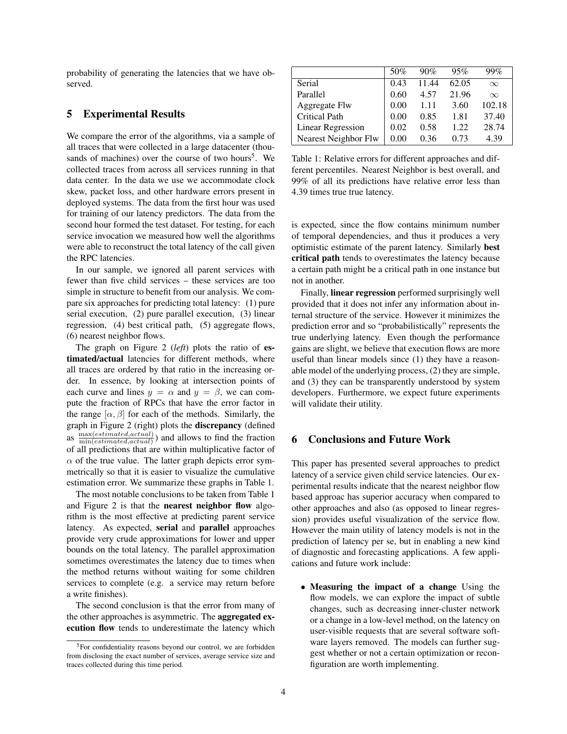probability of generating the latencies that we have observed.

## 5 Experimental Results

We compare the error of the algorithms, via a sample of all traces that were collected in a large datacenter (thousands of machines) over the course of two hours[5]. We collected traces from across all services running in that data center. In the data we use we accommodate clock skew, packet loss, and other hardware errors present in deployed systems. The data from the first hour was used for training of our latency predictors. The data from the second hour formed the test dataset. For testing, for each service invocation we measured how well the algorithms were able to reconstruct the total latency of the call given the RPC latencies.

In our sample, we ignored all parent services with fewer than five child services – these services are too simple in structure to benefit from our analysis. We compare six approaches for predicting total latency: (1) pure serial execution, (2) pure parallel execution, (3) linear regression, (4) best critical path, (5) aggregate flows, (6) nearest neighbor flows.

The graph on Figure 2 (*left*) plots the ratio of **estimated/actual** latencies for different methods, where all traces are ordered by that ratio in the increasing order. In essence, by looking at intersection points of each curve and lines $y = \alpha$ and $y = \beta$, we can compute the fraction of RPCs that have the error factor in the range $[\alpha, \beta]$ for each of the methods. Similarly, the graph in Figure 2 (right) plots the **discrepancy** (defined as $\frac{\max(estimated, actual)}{\min(estimated, actual)}$) and allows to find the fraction of all predictions that are within multiplicative factor of $\alpha$ of the true value. The latter graph depicts error symmetrically so that it is easier to visualize the cumulative estimation error. We summarize these graphs in Table 1.

|  | 50% | 90% | 95% | 99% |
|---|---|---|---|---|
| Serial | 0.43 | 11.44 | 62.05 | $\infty$ |
| Parallel | 0.60 | 4.57 | 21.96 | $\infty$ |
| Aggregate Flw | 0.00 | 1.11 | 3.60 | 102.18 |
| Critical Path | 0.00 | 0.85 | 1.81 | 37.40 |
| Linear Regression | 0.02 | 0.58 | 1.22 | 28.74 |
| Nearest Neighbor Flw | 0.00 | 0.36 | 0.73 | 4.39 |

Table 1: Relative errors for different approaches and different percentiles. Nearest Neighbor is best overall, and 99% of all its predictions have relative error less than 4.39 times true true latency.

The most notable conclusions to be taken from Table 1 and Figure 2 is that the **nearest neighbor flow** algorithm is the most effective at predicting parent service latency. As expected, **serial** and **parallel** approaches provide very crude approximations for lower and upper bounds on the total latency. The parallel approximation sometimes overestimates the latency due to times when the method returns without waiting for some children services to complete (e.g. a service may return before a write finishes).

The second conclusion is that the error from many of the other approaches is asymmetric. The **aggregated execution flow** tends to underestimate the latency which is expected, since the flow contains minimum number of temporal dependencies, and thus it produces a very optimistic estimate of the parent latency. Similarly **best critical path** tends to overestimates the latency because a certain path might be a critical path in one instance but not in another.

Finally, **linear regression** performed surprisingly well provided that it does not infer any information about internal structure of the service. However it minimizes the prediction error and so "probabilistically" represents the true underlying latency. Even though the performance gains are slight, we believe that execution flows are more useful than linear models since (1) they have a reasonable model of the underlying process, (2) they are simple, and (3) they can be transparently understood by system developers. Furthermore, we expect future experiments will validate their utility.

## 6 Conclusions and Future Work

This paper has presented several approaches to predict latency of a service given child service latencies. Our experimental results indicate that the nearest neighbor flow based approac has superior accuracy when compared to other approaches and also (as opposed to linear regression) provides useful visualization of the service flow. However the main utility of latency models is not in the prediction of latency per se, but in enabling a new kind of diagnostic and forecasting applications. A few applications and future work include:

- **Measuring the impact of a change** Using the flow models, we can explore the impact of subtle changes, such as decreasing inner-cluster network or a change in a low-level method, on the latency on user-visible requests that are several software software layers removed. The models can further suggest whether or not a certain optimization or reconfiguration are worth implementing.

[5]For confidentiality reasons beyond our control, we are forbidden from disclosing the exact number of services, average service size and traces collected during this time period.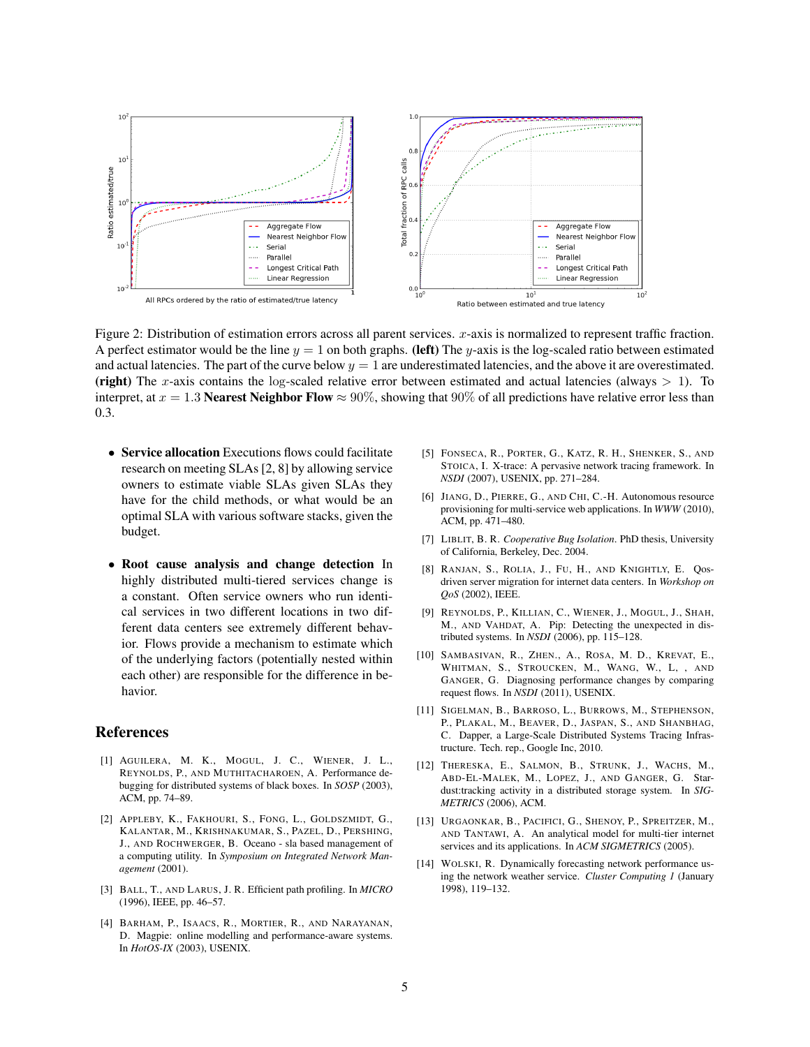10^2

10^1

10^0

10^-1

10^-2

Ratio estimated/true

All RPCs ordered by the ratio of estimated/true latency

1

Aggregate Flow
Nearest Neighbor Flow
Serial
Parallel
Longest Critical Path
Linear Regression

1.0

0.8

0.6

0.4

0.2

0.0

Total fraction of RPC calls

10^0

10^1

10^2

Ratio between estimated and true latency

Aggregate Flow
Nearest Neighbor Flow
Serial
Parallel
Longest Critical Path
Linear Regression

Figure 2: Distribution of estimation errors across all parent services. $x$-axis is normalized to represent traffic fraction. A perfect estimator would be the line $y = 1$ on both graphs. **(left)** The $y$-axis is the log-scaled ratio between estimated and actual latencies. The part of the curve below $y = 1$ are underestimated latencies, and the above it are overestimated. **(right)** The $x$-axis contains the log-scaled relative error between estimated and actual latencies (always $> 1$). To interpret, at $x = 1.3$ **Nearest Neighbor Flow** $\approx 90\%$, showing that $90\%$ of all predictions have relative error less than 0.3.

- **Service allocation** Executions flows could facilitate research on meeting SLAs [2, 8] by allowing service owners to estimate viable SLAs given SLAs they have for the child methods, or what would be an optimal SLA with various software stacks, given the budget.

- **Root cause analysis and change detection** In highly distributed multi-tiered services change is a constant. Often service owners who run identical services in two different locations in two different data centers see extremely different behavior. Flows provide a mechanism to estimate which of the underlying factors (potentially nested within each other) are responsible for the difference in behavior.

## References

[1] Aguilera, M. K., Mogul, J. C., Wiener, J. L., Reynolds, P., and Muthitacharoen, A. Performance debugging for distributed systems of black boxes. In *SOSP* (2003), ACM, pp. 74–89.

[2] Appleby, K., Fakhouri, S., Fong, L., Goldszmidt, G., Kalantar, M., Krishnakumar, S., Pazel, D., Pershing, J., and Rochwerger, B. Oceano - sla based management of a computing utility. In *Symposium on Integrated Network Management* (2001).

[3] Ball, T., and Larus, J. R. Efficient path profiling. In *MICRO* (1996), IEEE, pp. 46–57.

[4] Barham, P., Isaacs, R., Mortier, R., and Narayanan, D. Magpie: online modelling and performance-aware systems. In *HotOS-IX* (2003), USENIX.

[5] Fonseca, R., Porter, G., Katz, R. H., Shenker, S., and Stoica, I. X-trace: A pervasive network tracing framework. In *NSDI* (2007), USENIX, pp. 271–284.

[6] Jiang, D., Pierre, G., and Chi, C.-H. Autonomous resource provisioning for multi-service web applications. In *WWW* (2010), ACM, pp. 471–480.

[7] Liblit, B. R. *Cooperative Bug Isolation*. PhD thesis, University of California, Berkeley, Dec. 2004.

[8] Ranjan, S., Rolia, J., Fu, H., and Knightly, E. Qos-driven server migration for internet data centers. In *Workshop on QoS* (2002), IEEE.

[9] Reynolds, P., Killian, C., Wiener, J., Mogul, J., Shah, M., and Vahdat, A. Pip: Detecting the unexpected in distributed systems. In *NSDI* (2006), pp. 115–128.

[10] Sambasivan, R., Zhen., A., Rosa, M. D., Krevat, E., Whitman, S., Stroucken, M., Wang, W., L., , and Ganger, G. Diagnosing performance changes by comparing request flows. In *NSDI* (2011), USENIX.

[11] Sigelman, B., Barroso, L., Burrows, M., Stephenson, P., Plakal, M., Beaver, D., Jaspan, S., and Shanbhag, C. Dapper, a Large-Scale Distributed Systems Tracing Infrastructure. Tech. rep., Google Inc, 2010.

[12] Thereska, E., Salmon, B., Strunk, J., Wachs, M., Abd-El-Malek, M., Lopez, J., and Ganger, G. Stardust:tracking activity in a distributed storage system. In *SIGMETRICS* (2006), ACM.

[13] Urgaonkar, B., Pacifici, G., Shenoy, P., Spreitzer, M., and Tantawi, A. An analytical model for multi-tier internet services and its applications. In *ACM SIGMETRICS* (2005).

[14] Wolski, R. Dynamically forecasting network performance using the network weather service. *Cluster Computing 1* (January 1998), 119–132.